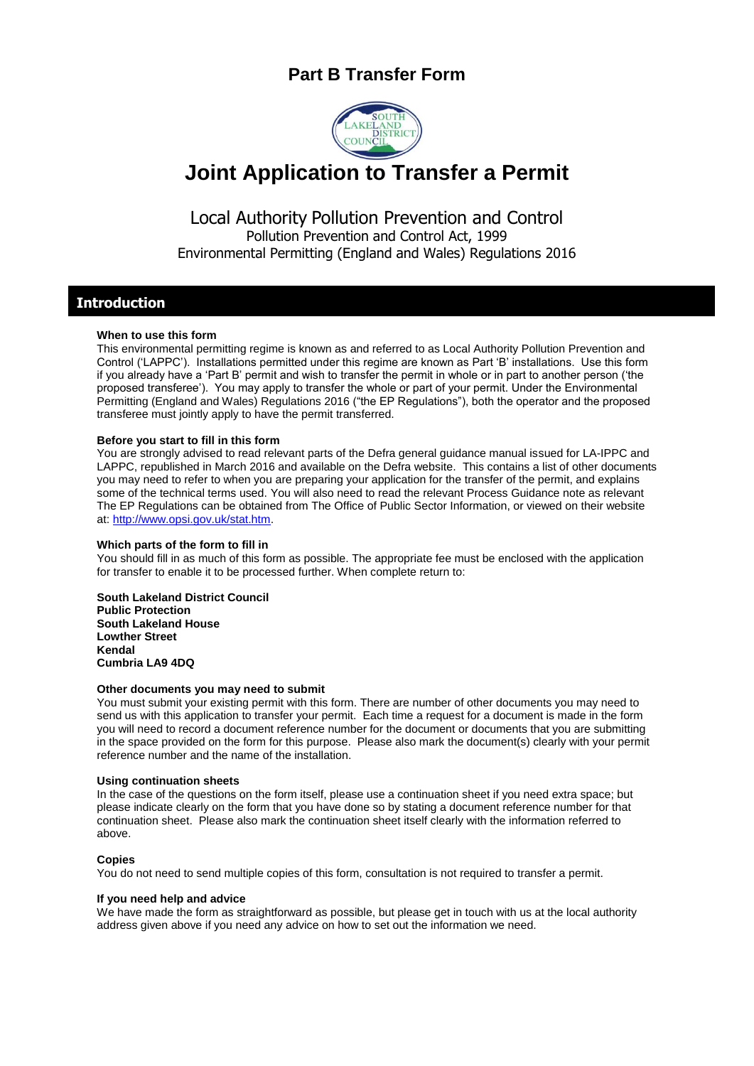# Part B Transfer Form

# Joint Application to Transfer a Permit

Local Authority Pollution Prevention and Control
Pollution Prevention and Control Act, 1999
Environmental Permitting (England and Wales) Regulations 2016

## Introduction

**When to use this form**
This environmental permitting regime is known as and referred to as Local Authority Pollution Prevention and Control ('LAPPC'). Installations permitted under this regime are known as Part 'B' installations. Use this form if you already have a 'Part B' permit and wish to transfer the permit in whole or in part to another person ('the proposed transferee'). You may apply to transfer the whole or part of your permit. Under the Environmental Permitting (England and Wales) Regulations 2016 ("the EP Regulations"), both the operator and the proposed transferee must jointly apply to have the permit transferred.

**Before you start to fill in this form**
You are strongly advised to read relevant parts of the Defra general guidance manual issued for LA-IPPC and LAPPC, republished in March 2016 and available on the Defra website. This contains a list of other documents you may need to refer to when you are preparing your application for the transfer of the permit, and explains some of the technical terms used. You will also need to read the relevant Process Guidance note as relevant The EP Regulations can be obtained from The Office of Public Sector Information, or viewed on their website at: http://www.opsi.gov.uk/stat.htm.

**Which parts of the form to fill in**
You should fill in as much of this form as possible. The appropriate fee must be enclosed with the application for transfer to enable it to be processed further. When complete return to:

**South Lakeland District Council**
**Public Protection**
**South Lakeland House**
**Lowther Street**
**Kendal**
**Cumbria LA9 4DQ**

**Other documents you may need to submit**
You must submit your existing permit with this form. There are number of other documents you may need to send us with this application to transfer your permit. Each time a request for a document is made in the form you will need to record a document reference number for the document or documents that you are submitting in the space provided on the form for this purpose. Please also mark the document(s) clearly with your permit reference number and the name of the installation.

**Using continuation sheets**
In the case of the questions on the form itself, please use a continuation sheet if you need extra space; but please indicate clearly on the form that you have done so by stating a document reference number for that continuation sheet. Please also mark the continuation sheet itself clearly with the information referred to above.

**Copies**
You do not need to send multiple copies of this form, consultation is not required to transfer a permit.

**If you need help and advice**
We have made the form as straightforward as possible, but please get in touch with us at the local authority address given above if you need any advice on how to set out the information we need.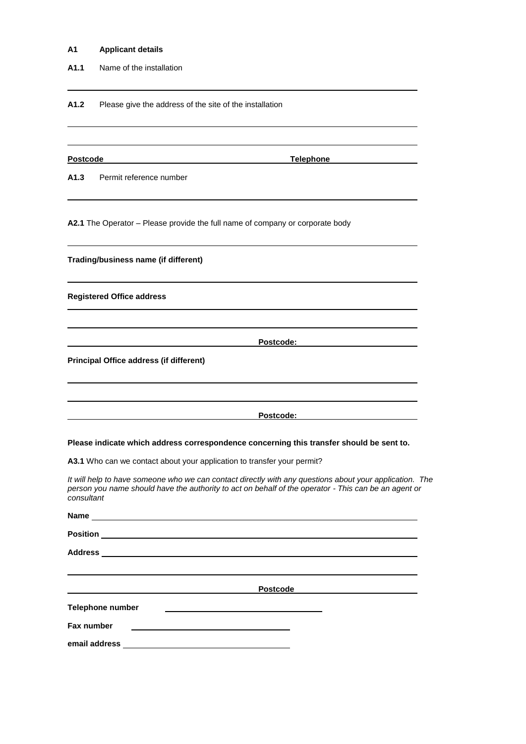**A1 Applicant details**

**A1.1** Name of the installation

---

**A1.2** Please give the address of the site of the installation

---

---

**Postcode** &nbsp;&nbsp;&nbsp;&nbsp;&nbsp;&nbsp;&nbsp;&nbsp;&nbsp;&nbsp;&nbsp;&nbsp;&nbsp;&nbsp;&nbsp;&nbsp;&nbsp;&nbsp;&nbsp;&nbsp; **Telephone**

**A1.3** Permit reference number

---

**A2.1** The Operator – Please provide the full name of company or corporate body

---

**Trading/business name (if different)**

---

**Registered Office address**

---

---

**Postcode:**

**Principal Office address (if different)**

---

---

**Postcode:**

**Please indicate which address correspondence concerning this transfer should be sent to.**

**A3.1** Who can we contact about your application to transfer your permit?

*It will help to have someone who we can contact directly with any questions about your application. The person you name should have the authority to act on behalf of the operator - This can be an agent or consultant*

**Name** ______________________________

**Position** ______________________________

**Address** ______________________________

---

**Postcode** ______________________________

**Telephone number** ______________________________

**Fax number** ______________________________

**email address** ______________________________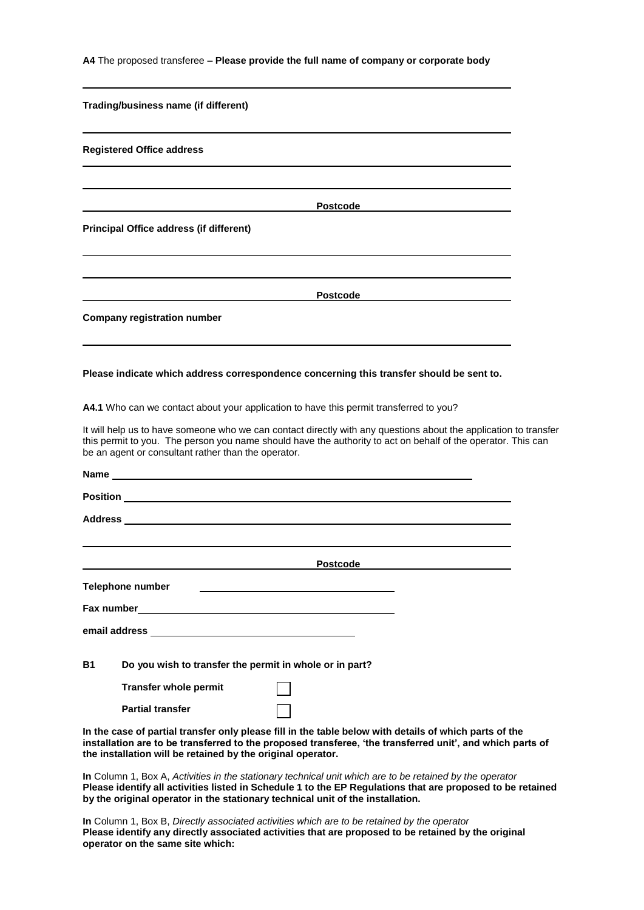**A4** The proposed transferee **– Please provide the full name of company or corporate body**

\_\_\_\_\_\_\_\_\_\_\_\_\_\_\_\_\_\_\_\_\_\_\_\_\_\_\_\_\_\_\_\_\_\_\_\_\_\_\_\_\_\_\_\_\_\_\_\_\_\_\_\_\_\_\_\_\_\_\_\_\_\_\_\_\_\_\_\_

**Trading/business name (if different)**

\_\_\_\_\_\_\_\_\_\_\_\_\_\_\_\_\_\_\_\_\_\_\_\_\_\_\_\_\_\_\_\_\_\_\_\_\_\_\_\_\_\_\_\_\_\_\_\_\_\_\_\_\_\_\_\_\_\_\_\_\_\_\_\_\_\_\_\_

**Registered Office address**

\_\_\_\_\_\_\_\_\_\_\_\_\_\_\_\_\_\_\_\_\_\_\_\_\_\_\_\_\_\_\_\_\_\_\_\_\_\_\_\_\_\_\_\_\_\_\_\_\_\_\_\_\_\_\_\_\_\_\_\_\_\_\_\_\_\_\_\_

\_\_\_\_\_\_\_\_\_\_\_\_\_\_\_\_\_\_\_\_\_\_\_\_\_\_\_\_\_\_\_\_\_\_\_\_\_\_\_\_\_\_\_\_\_\_\_\_\_\_\_\_\_\_\_\_\_\_\_\_\_\_\_\_\_\_\_\_

\_\_\_\_\_\_\_\_\_\_\_\_\_\_\_\_\_\_\_\_\_\_\_\_\_\_\_\_\_\_\_\_ **Postcode** \_\_\_\_\_\_\_\_\_\_\_\_\_\_\_\_\_\_\_\_

**Principal Office address (if different)**

\_\_\_\_\_\_\_\_\_\_\_\_\_\_\_\_\_\_\_\_\_\_\_\_\_\_\_\_\_\_\_\_\_\_\_\_\_\_\_\_\_\_\_\_\_\_\_\_\_\_\_\_\_\_\_\_\_\_\_\_\_\_\_\_\_\_\_\_

\_\_\_\_\_\_\_\_\_\_\_\_\_\_\_\_\_\_\_\_\_\_\_\_\_\_\_\_\_\_\_\_\_\_\_\_\_\_\_\_\_\_\_\_\_\_\_\_\_\_\_\_\_\_\_\_\_\_\_\_\_\_\_\_\_\_\_\_

\_\_\_\_\_\_\_\_\_\_\_\_\_\_\_\_\_\_\_\_\_\_\_\_\_\_\_\_\_\_\_\_ **Postcode** \_\_\_\_\_\_\_\_\_\_\_\_\_\_\_\_\_\_\_\_

**Company registration number**

\_\_\_\_\_\_\_\_\_\_\_\_\_\_\_\_\_\_\_\_\_\_\_\_\_\_\_\_\_\_\_\_\_\_\_\_\_\_\_\_\_\_\_\_\_\_\_\_\_\_\_\_\_\_\_\_\_\_\_\_\_\_\_\_\_\_\_\_

**Please indicate which address correspondence concerning this transfer should be sent to.**

**A4.1** Who can we contact about your application to have this permit transferred to you?

It will help us to have someone who we can contact directly with any questions about the application to transfer this permit to you. The person you name should have the authority to act on behalf of the operator. This can be an agent or consultant rather than the operator.

**Name** \_\_\_\_\_\_\_\_\_\_\_\_\_\_\_\_\_\_\_\_\_\_\_\_\_\_\_\_\_\_\_\_\_\_\_\_\_\_\_\_\_\_\_\_\_\_\_\_\_\_\_\_\_\_\_\_

**Position** \_\_\_\_\_\_\_\_\_\_\_\_\_\_\_\_\_\_\_\_\_\_\_\_\_\_\_\_\_\_\_\_\_\_\_\_\_\_\_\_\_\_\_\_\_\_\_\_\_\_\_\_\_\_\_\_

**Address** \_\_\_\_\_\_\_\_\_\_\_\_\_\_\_\_\_\_\_\_\_\_\_\_\_\_\_\_\_\_\_\_\_\_\_\_\_\_\_\_\_\_\_\_\_\_\_\_\_\_\_\_\_\_\_\_

\_\_\_\_\_\_\_\_\_\_\_\_\_\_\_\_\_\_\_\_\_\_\_\_\_\_\_\_\_\_\_\_\_\_\_\_\_\_\_\_\_\_\_\_\_\_\_\_\_\_\_\_\_\_\_\_\_\_\_\_\_\_\_\_\_\_\_\_

\_\_\_\_\_\_\_\_\_\_\_\_\_\_\_\_\_\_\_\_\_\_\_\_\_\_\_\_\_\_\_\_ **Postcode** \_\_\_\_\_\_\_\_\_\_\_\_\_\_\_\_\_\_\_\_

**Telephone number** \_\_\_\_\_\_\_\_\_\_\_\_\_\_\_\_\_\_\_\_\_\_\_\_\_\_\_\_\_\_

**Fax number** \_\_\_\_\_\_\_\_\_\_\_\_\_\_\_\_\_\_\_\_\_\_\_\_\_\_\_\_\_\_

**email address** \_\_\_\_\_\_\_\_\_\_\_\_\_\_\_\_\_\_\_\_\_\_\_\_\_\_\_\_\_\_

**B1 Do you wish to transfer the permit in whole or in part?**

- ☐ **Transfer whole permit**
- ☐ **Partial transfer**

**In the case of partial transfer only please fill in the table below with details of which parts of the installation are to be transferred to the proposed transferee, 'the transferred unit', and which parts of the installation will be retained by the original operator.**

**In** Column 1, Box A, *Activities in the stationary technical unit which are to be retained by the operator* **Please identify all activities listed in Schedule 1 to the EP Regulations that are proposed to be retained by the original operator in the stationary technical unit of the installation.**

**In** Column 1, Box B, *Directly associated activities which are to be retained by the operator* **Please identify any directly associated activities that are proposed to be retained by the original operator on the same site which:**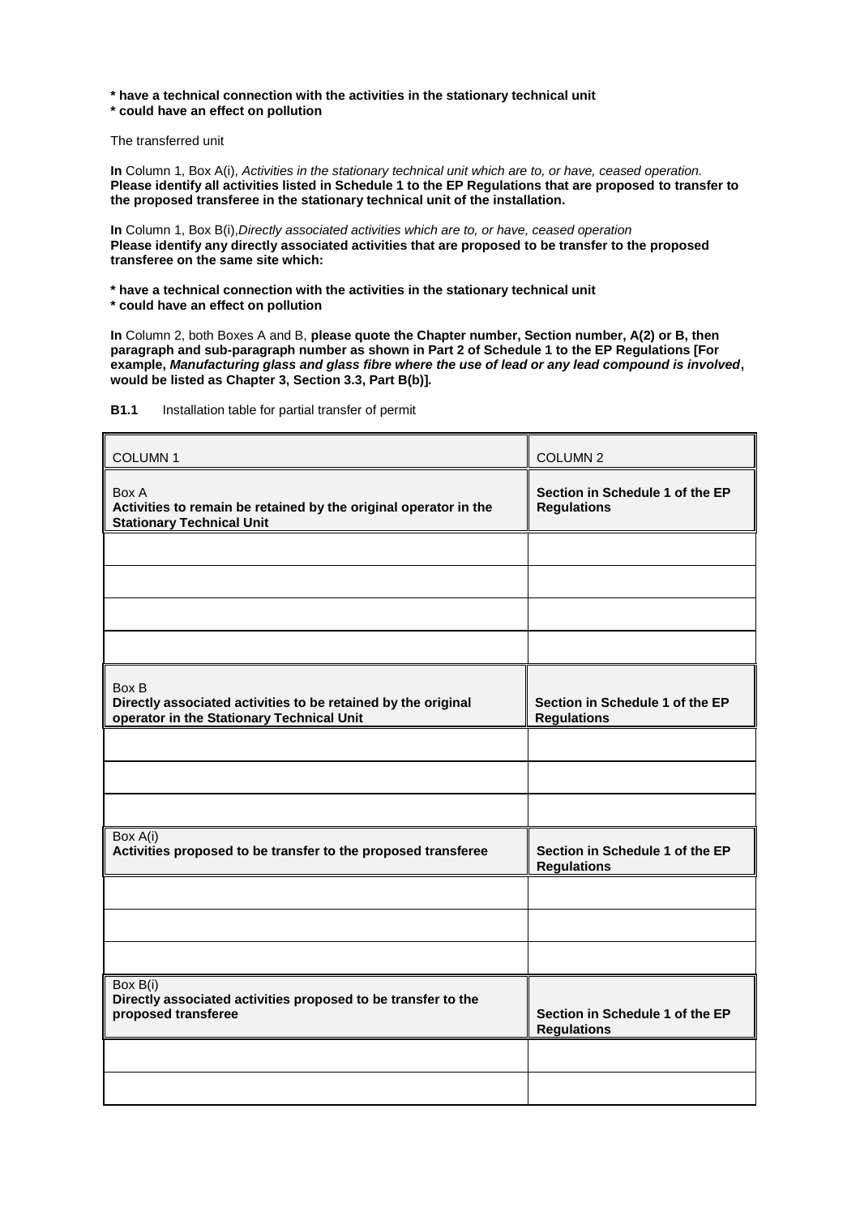**\* have a technical connection with the activities in the stationary technical unit**
**\* could have an effect on pollution**

The transferred unit

**In** Column 1, Box A(i), *Activities in the stationary technical unit which are to, or have, ceased operation.* **Please identify all activities listed in Schedule 1 to the EP Regulations that are proposed to transfer to the proposed transferee in the stationary technical unit of the installation.**

**In** Column 1, Box B(i),*Directly associated activities which are to, or have, ceased operation* **Please identify any directly associated activities that are proposed to be transfer to the proposed transferee on the same site which:**

**\* have a technical connection with the activities in the stationary technical unit**
**\* could have an effect on pollution**

**In** Column 2, both Boxes A and B, **please quote the Chapter number, Section number, A(2) or B, then paragraph and sub-paragraph number as shown in Part 2 of Schedule 1 to the EP Regulations [For example, *Manufacturing glass and glass fibre where the use of lead or any lead compound is involved*, would be listed as Chapter 3, Section 3.3, Part B(b)].**

**B1.1** Installation table for partial transfer of permit

| COLUMN 1 | COLUMN 2 |
|---|---|
| Box A<br>**Activities to remain be retained by the original operator in the Stationary Technical Unit** | **Section in Schedule 1 of the EP Regulations** |
| | |
| | |
| | |
| | |
| Box B<br>**Directly associated activities to be retained by the original operator in the Stationary Technical Unit** | **Section in Schedule 1 of the EP Regulations** |
| | |
| | |
| | |
| Box A(i)<br>**Activities proposed to be transfer to the proposed transferee** | **Section in Schedule 1 of the EP Regulations** |
| | |
| | |
| | |
| Box B(i)<br>**Directly associated activities proposed to be transfer to the proposed transferee** | **Section in Schedule 1 of the EP Regulations** |
| | |
| | |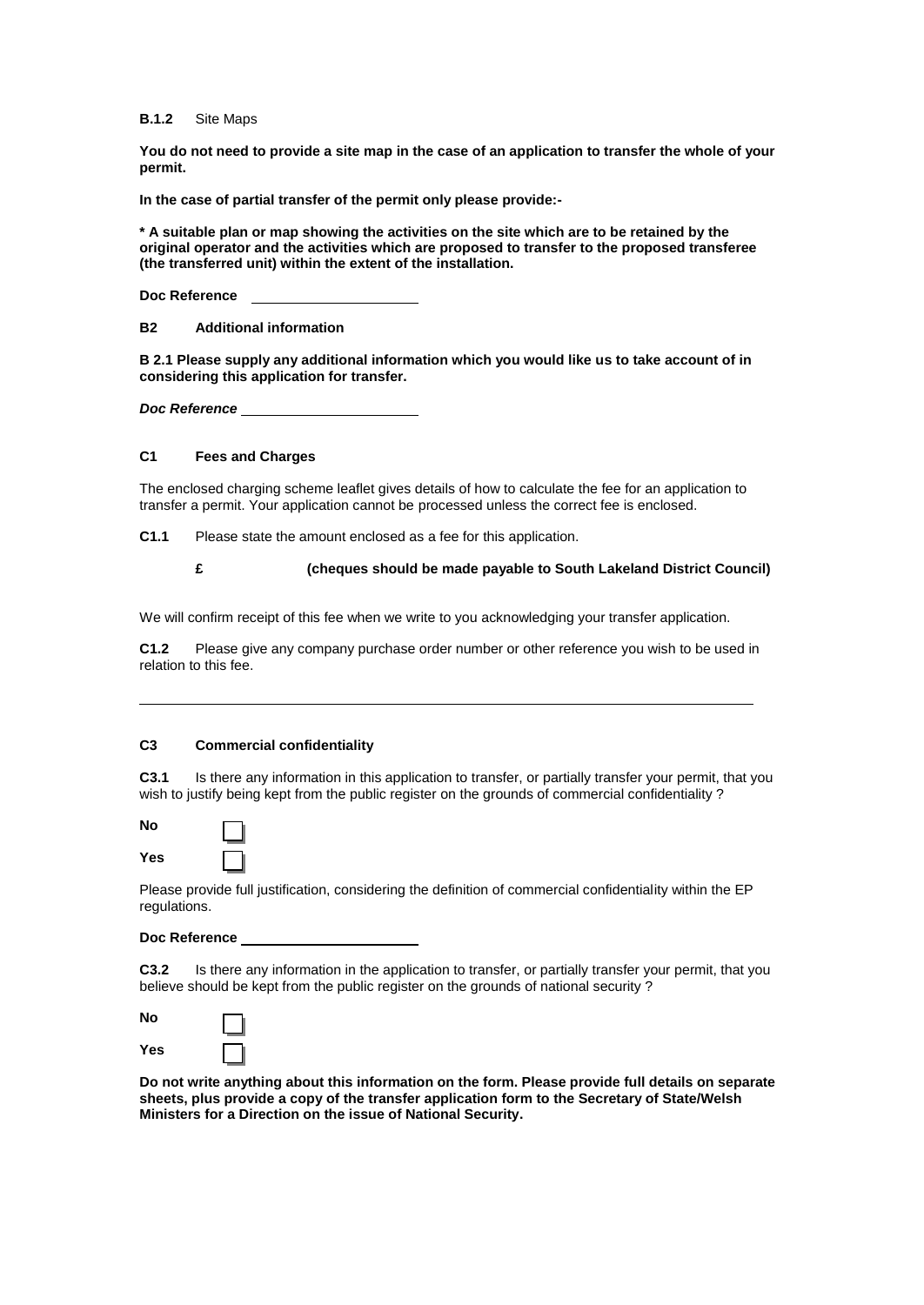**B.1.2** Site Maps

**You do not need to provide a site map in the case of an application to transfer the whole of your permit.**

**In the case of partial transfer of the permit only please provide:-**

**\* A suitable plan or map showing the activities on the site which are to be retained by the original operator and the activities which are proposed to transfer to the proposed transferee (the transferred unit) within the extent of the installation.**

**Doc Reference** ____________________

## B2 Additional information

**B 2.1 Please supply any additional information which you would like us to take account of in considering this application for transfer.**

***Doc Reference*** ____________________

## C1 Fees and Charges

The enclosed charging scheme leaflet gives details of how to calculate the fee for an application to transfer a permit. Your application cannot be processed unless the correct fee is enclosed.

**C1.1** Please state the amount enclosed as a fee for this application.

**£ (cheques should be made payable to South Lakeland District Council)**

We will confirm receipt of this fee when we write to you acknowledging your transfer application.

**C1.2** Please give any company purchase order number or other reference you wish to be used in relation to this fee.

____________________________________________________________

## C3 Commercial confidentiality

**C3.1** Is there any information in this application to transfer, or partially transfer your permit, that you wish to justify being kept from the public register on the grounds of commercial confidentiality ?

**No** ☐

**Yes** ☐

Please provide full justification, considering the definition of commercial confidentiality within the EP regulations.

**Doc Reference** ____________________

**C3.2** Is there any information in the application to transfer, or partially transfer your permit, that you believe should be kept from the public register on the grounds of national security ?

**No** ☐

**Yes** ☐

**Do not write anything about this information on the form. Please provide full details on separate sheets, plus provide a copy of the transfer application form to the Secretary of State/Welsh Ministers for a Direction on the issue of National Security.**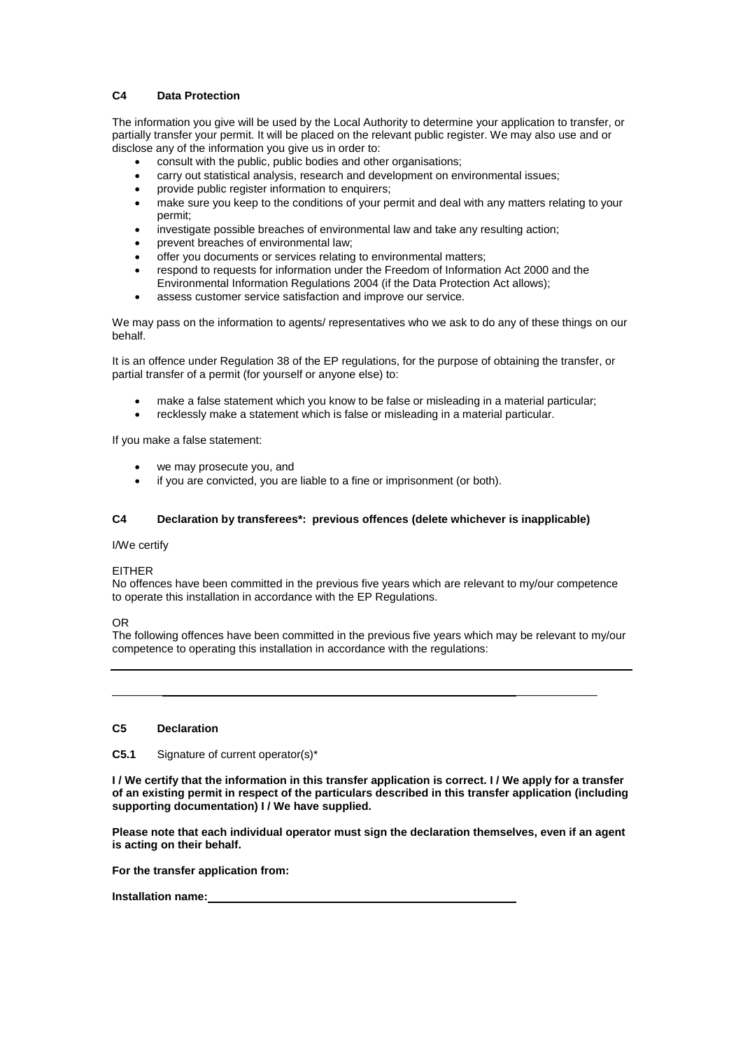### C4 Data Protection

The information you give will be used by the Local Authority to determine your application to transfer, or partially transfer your permit. It will be placed on the relevant public register. We may also use and or disclose any of the information you give us in order to:

- consult with the public, public bodies and other organisations;
- carry out statistical analysis, research and development on environmental issues;
- provide public register information to enquirers;
- make sure you keep to the conditions of your permit and deal with any matters relating to your permit;
- investigate possible breaches of environmental law and take any resulting action;
- prevent breaches of environmental law;
- offer you documents or services relating to environmental matters;
- respond to requests for information under the Freedom of Information Act 2000 and the Environmental Information Regulations 2004 (if the Data Protection Act allows);
- assess customer service satisfaction and improve our service.

We may pass on the information to agents/ representatives who we ask to do any of these things on our behalf.

It is an offence under Regulation 38 of the EP regulations, for the purpose of obtaining the transfer, or partial transfer of a permit (for yourself or anyone else) to:

- make a false statement which you know to be false or misleading in a material particular;
- recklessly make a statement which is false or misleading in a material particular.

If you make a false statement:

- we may prosecute you, and
- if you are convicted, you are liable to a fine or imprisonment (or both).

### C4 Declaration by transferees*: previous offences (delete whichever is inapplicable)

I/We certify

EITHER
No offences have been committed in the previous five years which are relevant to my/our competence to operate this installation in accordance with the EP Regulations.

OR
The following offences have been committed in the previous five years which may be relevant to my/our competence to operating this installation in accordance with the regulations:

______________________________________________________________________________

______________________________________________________________________________

### C5 Declaration

**C5.1** Signature of current operator(s)*

**I / We certify that the information in this transfer application is correct. I / We apply for a transfer of an existing permit in respect of the particulars described in this transfer application (including supporting documentation) I / We have supplied.**

**Please note that each individual operator must sign the declaration themselves, even if an agent is acting on their behalf.**

**For the transfer application from:**

**Installation name:**______________________________________________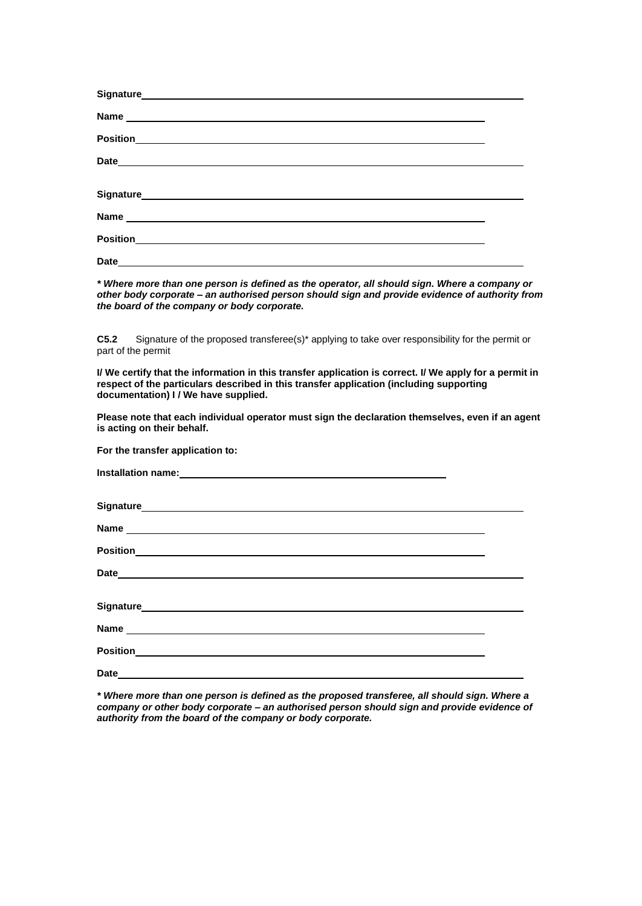**Signature**\_\_\_\_\_\_\_\_\_\_\_\_\_\_\_\_\_\_\_\_\_\_\_\_\_\_\_\_\_\_\_\_\_\_\_\_\_\_\_\_\_\_\_\_\_\_\_\_\_\_\_\_\_\_\_\_\_\_\_\_

**Name** \_\_\_\_\_\_\_\_\_\_\_\_\_\_\_\_\_\_\_\_\_\_\_\_\_\_\_\_\_\_\_\_\_\_\_\_\_\_\_\_\_\_\_\_\_\_\_\_\_\_\_\_\_\_

**Position**\_\_\_\_\_\_\_\_\_\_\_\_\_\_\_\_\_\_\_\_\_\_\_\_\_\_\_\_\_\_\_\_\_\_\_\_\_\_\_\_\_\_\_\_\_\_\_\_\_\_\_\_\_

**Date**\_\_\_\_\_\_\_\_\_\_\_\_\_\_\_\_\_\_\_\_\_\_\_\_\_\_\_\_\_\_\_\_\_\_\_\_\_\_\_\_\_\_\_\_\_\_\_\_\_\_\_\_\_\_\_\_\_\_\_\_\_\_

**Signature**\_\_\_\_\_\_\_\_\_\_\_\_\_\_\_\_\_\_\_\_\_\_\_\_\_\_\_\_\_\_\_\_\_\_\_\_\_\_\_\_\_\_\_\_\_\_\_\_\_\_\_\_\_\_\_\_\_\_\_\_

**Name** \_\_\_\_\_\_\_\_\_\_\_\_\_\_\_\_\_\_\_\_\_\_\_\_\_\_\_\_\_\_\_\_\_\_\_\_\_\_\_\_\_\_\_\_\_\_\_\_\_\_\_\_\_\_

**Position**\_\_\_\_\_\_\_\_\_\_\_\_\_\_\_\_\_\_\_\_\_\_\_\_\_\_\_\_\_\_\_\_\_\_\_\_\_\_\_\_\_\_\_\_\_\_\_\_\_\_\_\_\_

**Date**\_\_\_\_\_\_\_\_\_\_\_\_\_\_\_\_\_\_\_\_\_\_\_\_\_\_\_\_\_\_\_\_\_\_\_\_\_\_\_\_\_\_\_\_\_\_\_\_\_\_\_\_\_\_\_\_\_\_\_\_\_\_

***\* Where more than one person is defined as the operator, all should sign. Where a company or other body corporate – an authorised person should sign and provide evidence of authority from the board of the company or body corporate.***

**C5.2** Signature of the proposed transferee(s)* applying to take over responsibility for the permit or part of the permit

**I/ We certify that the information in this transfer application is correct. I/ We apply for a permit in respect of the particulars described in this transfer application (including supporting documentation) I / We have supplied.**

**Please note that each individual operator must sign the declaration themselves, even if an agent is acting on their behalf.**

**For the transfer application to:**

**Installation name:**\_\_\_\_\_\_\_\_\_\_\_\_\_\_\_\_\_\_\_\_\_\_\_\_\_\_\_\_\_\_\_\_\_\_\_\_\_\_\_\_\_\_\_\_\_

**Signature**\_\_\_\_\_\_\_\_\_\_\_\_\_\_\_\_\_\_\_\_\_\_\_\_\_\_\_\_\_\_\_\_\_\_\_\_\_\_\_\_\_\_\_\_\_\_\_\_\_\_\_\_\_\_\_\_\_\_\_\_

**Name** \_\_\_\_\_\_\_\_\_\_\_\_\_\_\_\_\_\_\_\_\_\_\_\_\_\_\_\_\_\_\_\_\_\_\_\_\_\_\_\_\_\_\_\_\_\_\_\_\_\_\_\_\_\_

**Position**\_\_\_\_\_\_\_\_\_\_\_\_\_\_\_\_\_\_\_\_\_\_\_\_\_\_\_\_\_\_\_\_\_\_\_\_\_\_\_\_\_\_\_\_\_\_\_\_\_\_\_\_\_

**Date**\_\_\_\_\_\_\_\_\_\_\_\_\_\_\_\_\_\_\_\_\_\_\_\_\_\_\_\_\_\_\_\_\_\_\_\_\_\_\_\_\_\_\_\_\_\_\_\_\_\_\_\_\_\_\_\_\_\_\_\_\_\_

**Signature**\_\_\_\_\_\_\_\_\_\_\_\_\_\_\_\_\_\_\_\_\_\_\_\_\_\_\_\_\_\_\_\_\_\_\_\_\_\_\_\_\_\_\_\_\_\_\_\_\_\_\_\_\_\_\_\_\_\_\_\_

**Name** \_\_\_\_\_\_\_\_\_\_\_\_\_\_\_\_\_\_\_\_\_\_\_\_\_\_\_\_\_\_\_\_\_\_\_\_\_\_\_\_\_\_\_\_\_\_\_\_\_\_\_\_\_\_

**Position**\_\_\_\_\_\_\_\_\_\_\_\_\_\_\_\_\_\_\_\_\_\_\_\_\_\_\_\_\_\_\_\_\_\_\_\_\_\_\_\_\_\_\_\_\_\_\_\_\_\_\_\_\_

**Date**\_\_\_\_\_\_\_\_\_\_\_\_\_\_\_\_\_\_\_\_\_\_\_\_\_\_\_\_\_\_\_\_\_\_\_\_\_\_\_\_\_\_\_\_\_\_\_\_\_\_\_\_\_\_\_\_\_\_\_\_\_\_

***\* Where more than one person is defined as the proposed transferee, all should sign. Where a company or other body corporate – an authorised person should sign and provide evidence of authority from the board of the company or body corporate.***